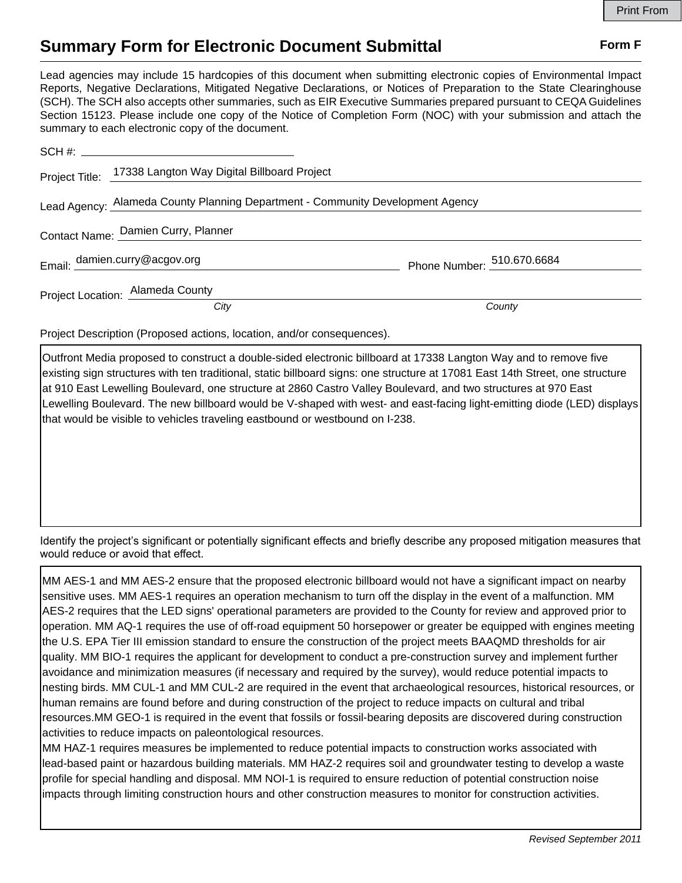Print From

# Summary Form for Electronic Document Submittal

**Form F**

Lead agencies may include 15 hardcopies of this document when submitting electronic copies of Environmental Impact Reports, Negative Declarations, Mitigated Negative Declarations, or Notices of Preparation to the State Clearinghouse (SCH). The SCH also accepts other summaries, such as EIR Executive Summaries prepared pursuant to CEQA Guidelines Section 15123. Please include one copy of the Notice of Completion Form (NOC) with your submission and attach the summary to each electronic copy of the document.

SCH #: 

Project Title: 17338 Langton Way Digital Billboard Project

Lead Agency: Alameda County Planning Department - Community Development Agency

Contact Name: Damien Curry, Planner

Email: damien.curry@acgov.org  Phone Number: 510.670.6684

Project Location: Alameda County
*City* *County*

Project Description (Proposed actions, location, and/or consequences).

Outfront Media proposed to construct a double-sided electronic billboard at 17338 Langton Way and to remove five existing sign structures with ten traditional, static billboard signs: one structure at 17081 East 14th Street, one structure at 910 East Lewelling Boulevard, one structure at 2860 Castro Valley Boulevard, and two structures at 970 East Lewelling Boulevard. The new billboard would be V-shaped with west- and east-facing light-emitting diode (LED) displays that would be visible to vehicles traveling eastbound or westbound on I-238.

Identify the project's significant or potentially significant effects and briefly describe any proposed mitigation measures that would reduce or avoid that effect.

MM AES-1 and MM AES-2 ensure that the proposed electronic billboard would not have a significant impact on nearby sensitive uses. MM AES-1 requires an operation mechanism to turn off the display in the event of a malfunction. MM AES-2 requires that the LED signs' operational parameters are provided to the County for review and approved prior to operation. MM AQ-1 requires the use of off-road equipment 50 horsepower or greater be equipped with engines meeting the U.S. EPA Tier III emission standard to ensure the construction of the project meets BAAQMD thresholds for air quality. MM BIO-1 requires the applicant for development to conduct a pre-construction survey and implement further avoidance and minimization measures (if necessary and required by the survey), would reduce potential impacts to nesting birds. MM CUL-1 and MM CUL-2 are required in the event that archaeological resources, historical resources, or human remains are found before and during construction of the project to reduce impacts on cultural and tribal resources.MM GEO-1 is required in the event that fossils or fossil-bearing deposits are discovered during construction activities to reduce impacts on paleontological resources.
MM HAZ-1 requires measures be implemented to reduce potential impacts to construction works associated with lead-based paint or hazardous building materials. MM HAZ-2 requires soil and groundwater testing to develop a waste profile for special handling and disposal. MM NOI-1 is required to ensure reduction of potential construction noise impacts through limiting construction hours and other construction measures to monitor for construction activities.

*Revised September 2011*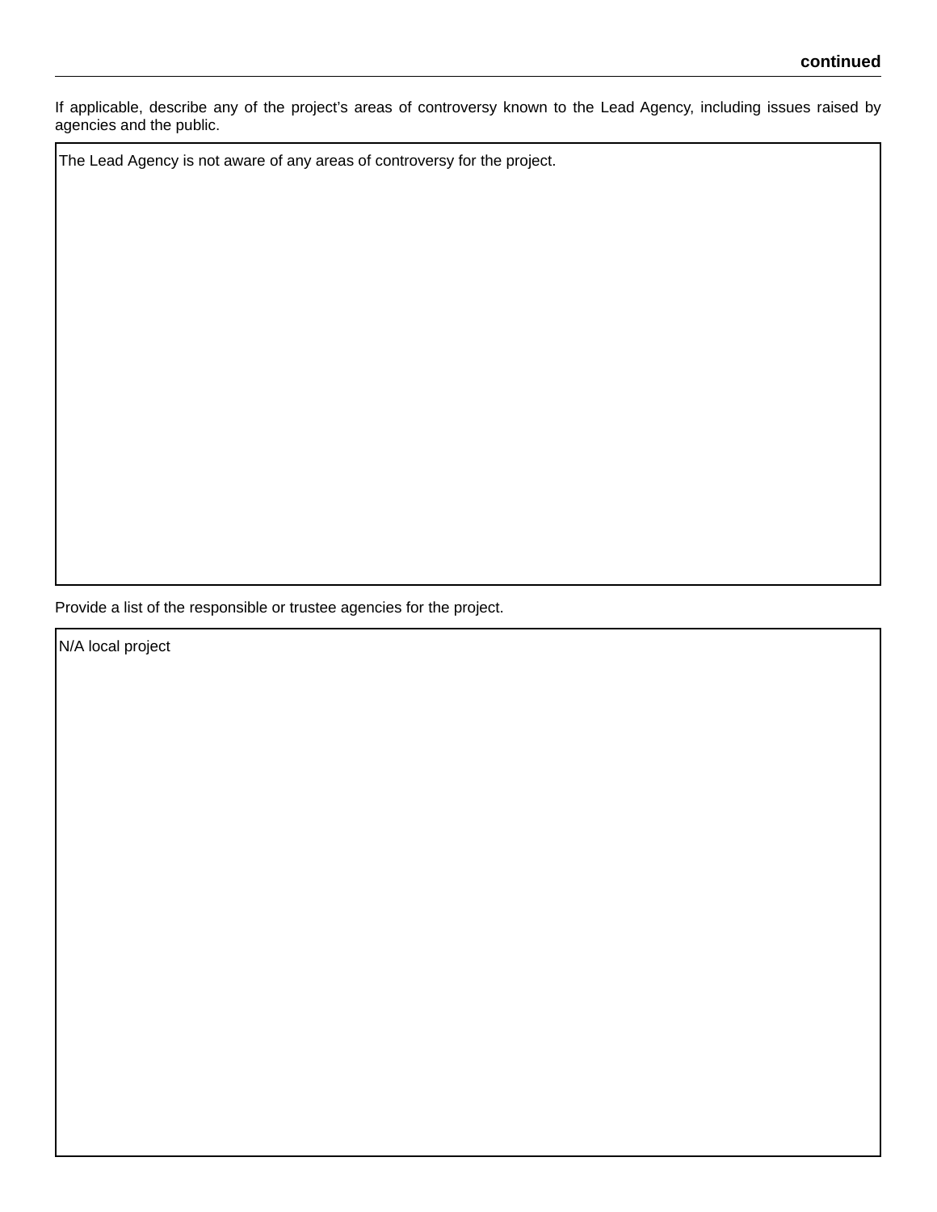**continued**

If applicable, describe any of the project's areas of controversy known to the Lead Agency, including issues raised by agencies and the public.

The Lead Agency is not aware of any areas of controversy for the project.

Provide a list of the responsible or trustee agencies for the project.

N/A local project